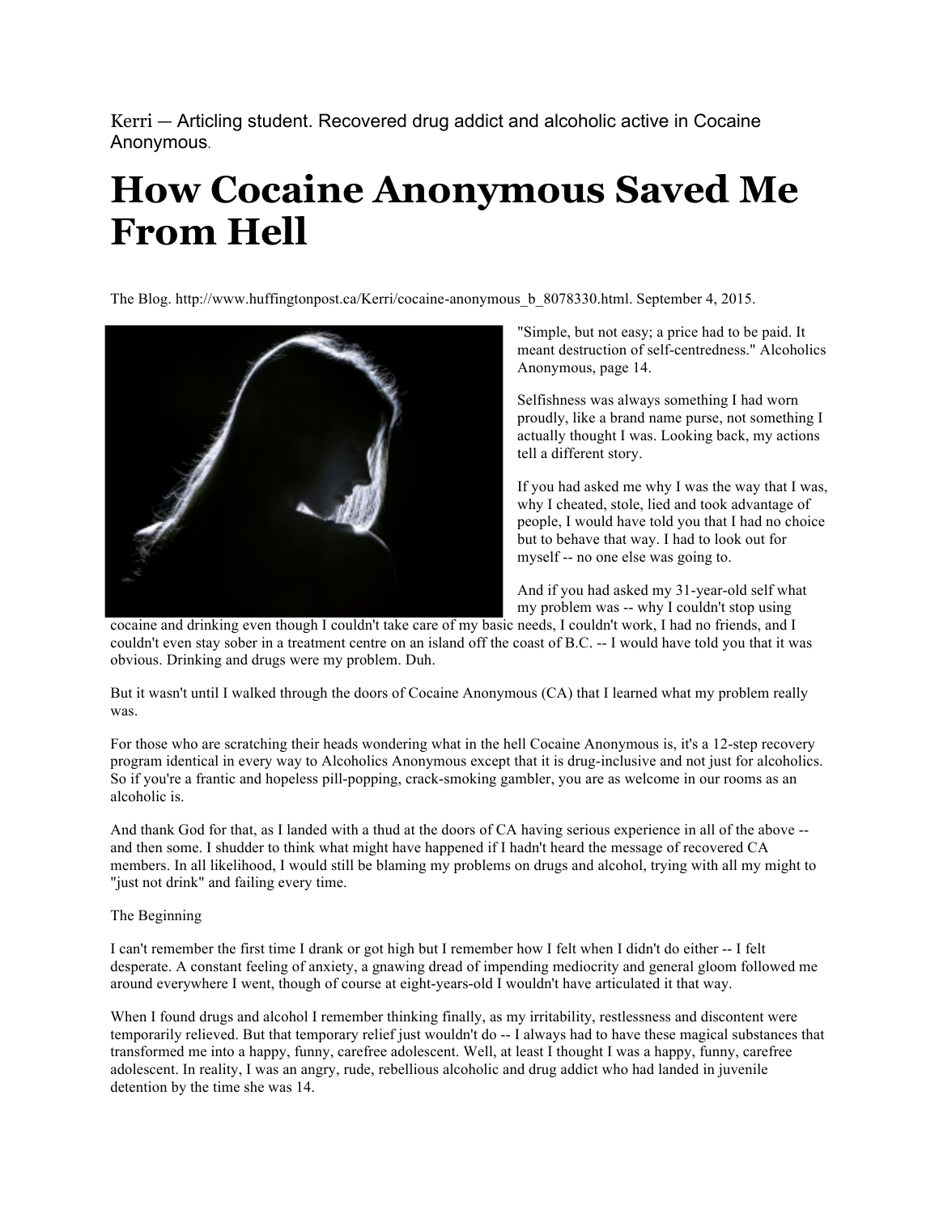Kerri — Articling student. Recovered drug addict and alcoholic active in Cocaine Anonymous.

# How Cocaine Anonymous Saved Me From Hell

The Blog. http://www.huffingtonpost.ca/Kerri/cocaine-anonymous_b_8078330.html. September 4, 2015.

"Simple, but not easy; a price had to be paid. It meant destruction of self-centredness." Alcoholics Anonymous, page 14.

Selfishness was always something I had worn proudly, like a brand name purse, not something I actually thought I was. Looking back, my actions tell a different story.

If you had asked me why I was the way that I was, why I cheated, stole, lied and took advantage of people, I would have told you that I had no choice but to behave that way. I had to look out for myself -- no one else was going to.

And if you had asked my 31-year-old self what my problem was -- why I couldn't stop using cocaine and drinking even though I couldn't take care of my basic needs, I couldn't work, I had no friends, and I couldn't even stay sober in a treatment centre on an island off the coast of B.C. -- I would have told you that it was obvious. Drinking and drugs were my problem. Duh.

But it wasn't until I walked through the doors of Cocaine Anonymous (CA) that I learned what my problem really was.

For those who are scratching their heads wondering what in the hell Cocaine Anonymous is, it's a 12-step recovery program identical in every way to Alcoholics Anonymous except that it is drug-inclusive and not just for alcoholics. So if you're a frantic and hopeless pill-popping, crack-smoking gambler, you are as welcome in our rooms as an alcoholic is.

And thank God for that, as I landed with a thud at the doors of CA having serious experience in all of the above -- and then some. I shudder to think what might have happened if I hadn't heard the message of recovered CA members. In all likelihood, I would still be blaming my problems on drugs and alcohol, trying with all my might to "just not drink" and failing every time.

The Beginning

I can't remember the first time I drank or got high but I remember how I felt when I didn't do either -- I felt desperate. A constant feeling of anxiety, a gnawing dread of impending mediocrity and general gloom followed me around everywhere I went, though of course at eight-years-old I wouldn't have articulated it that way.

When I found drugs and alcohol I remember thinking finally, as my irritability, restlessness and discontent were temporarily relieved. But that temporary relief just wouldn't do -- I always had to have these magical substances that transformed me into a happy, funny, carefree adolescent. Well, at least I thought I was a happy, funny, carefree adolescent. In reality, I was an angry, rude, rebellious alcoholic and drug addict who had landed in juvenile detention by the time she was 14.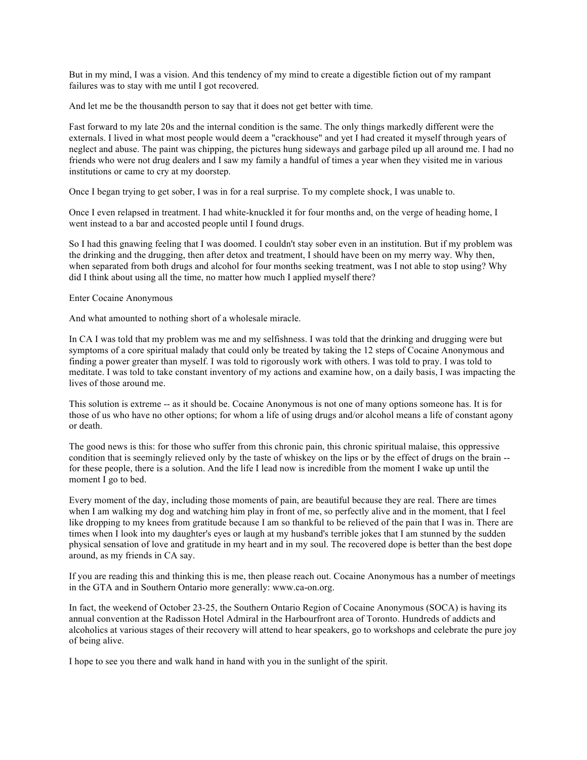But in my mind, I was a vision. And this tendency of my mind to create a digestible fiction out of my rampant failures was to stay with me until I got recovered.

And let me be the thousandth person to say that it does not get better with time.

Fast forward to my late 20s and the internal condition is the same. The only things markedly different were the externals. I lived in what most people would deem a "crackhouse" and yet I had created it myself through years of neglect and abuse. The paint was chipping, the pictures hung sideways and garbage piled up all around me. I had no friends who were not drug dealers and I saw my family a handful of times a year when they visited me in various institutions or came to cry at my doorstep.

Once I began trying to get sober, I was in for a real surprise. To my complete shock, I was unable to.

Once I even relapsed in treatment. I had white-knuckled it for four months and, on the verge of heading home, I went instead to a bar and accosted people until I found drugs.

So I had this gnawing feeling that I was doomed. I couldn't stay sober even in an institution. But if my problem was the drinking and the drugging, then after detox and treatment, I should have been on my merry way. Why then, when separated from both drugs and alcohol for four months seeking treatment, was I not able to stop using? Why did I think about using all the time, no matter how much I applied myself there?

Enter Cocaine Anonymous

And what amounted to nothing short of a wholesale miracle.

In CA I was told that my problem was me and my selfishness. I was told that the drinking and drugging were but symptoms of a core spiritual malady that could only be treated by taking the 12 steps of Cocaine Anonymous and finding a power greater than myself. I was told to rigorously work with others. I was told to pray. I was told to meditate. I was told to take constant inventory of my actions and examine how, on a daily basis, I was impacting the lives of those around me.

This solution is extreme -- as it should be. Cocaine Anonymous is not one of many options someone has. It is for those of us who have no other options; for whom a life of using drugs and/or alcohol means a life of constant agony or death.

The good news is this: for those who suffer from this chronic pain, this chronic spiritual malaise, this oppressive condition that is seemingly relieved only by the taste of whiskey on the lips or by the effect of drugs on the brain -- for these people, there is a solution. And the life I lead now is incredible from the moment I wake up until the moment I go to bed.

Every moment of the day, including those moments of pain, are beautiful because they are real. There are times when I am walking my dog and watching him play in front of me, so perfectly alive and in the moment, that I feel like dropping to my knees from gratitude because I am so thankful to be relieved of the pain that I was in. There are times when I look into my daughter's eyes or laugh at my husband's terrible jokes that I am stunned by the sudden physical sensation of love and gratitude in my heart and in my soul. The recovered dope is better than the best dope around, as my friends in CA say.

If you are reading this and thinking this is me, then please reach out. Cocaine Anonymous has a number of meetings in the GTA and in Southern Ontario more generally: www.ca-on.org.

In fact, the weekend of October 23-25, the Southern Ontario Region of Cocaine Anonymous (SOCA) is having its annual convention at the Radisson Hotel Admiral in the Harbourfront area of Toronto. Hundreds of addicts and alcoholics at various stages of their recovery will attend to hear speakers, go to workshops and celebrate the pure joy of being alive.

I hope to see you there and walk hand in hand with you in the sunlight of the spirit.